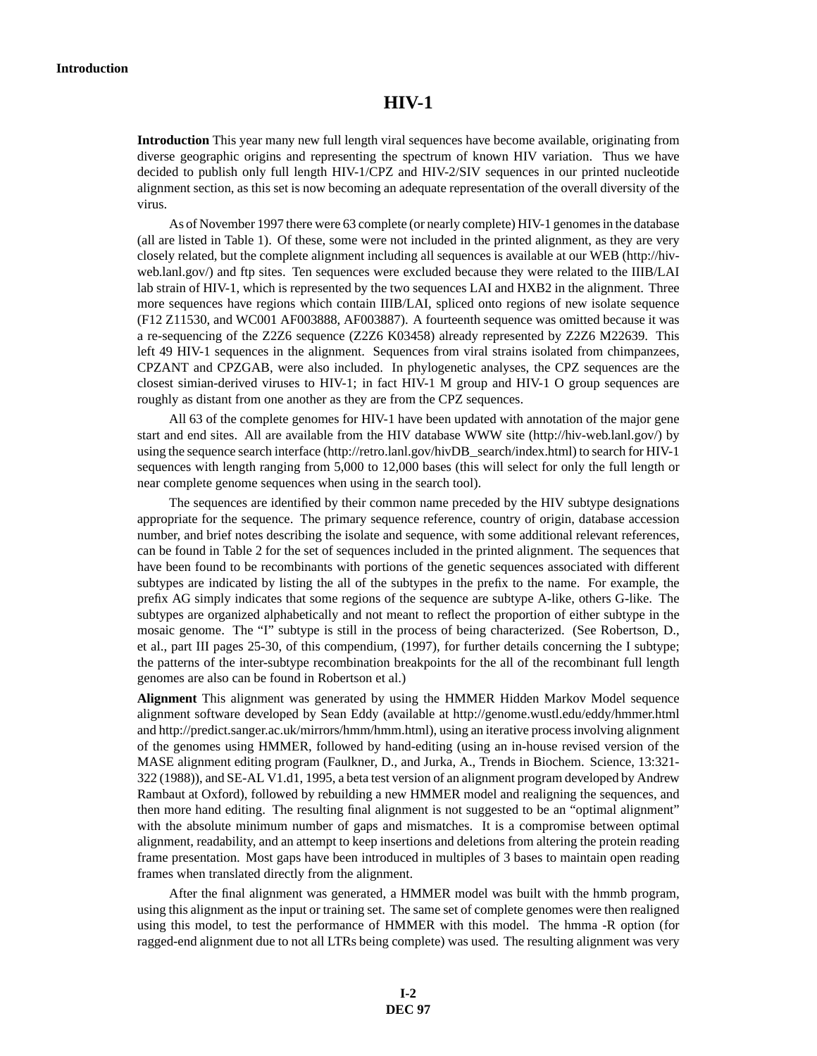# HIV-1

**Introduction** This year many new full length viral sequences have become available, originating from diverse geographic origins and representing the spectrum of known HIV variation. Thus we have decided to publish only full length HIV-1/CPZ and HIV-2/SIV sequences in our printed nucleotide alignment section, as this set is now becoming an adequate representation of the overall diversity of the virus.

As of November 1997 there were 63 complete (or nearly complete) HIV-1 genomes in the database (all are listed in Table 1). Of these, some were not included in the printed alignment, as they are very closely related, but the complete alignment including all sequences is available at our WEB (http://hiv-web.lanl.gov/) and ftp sites. Ten sequences were excluded because they were related to the IIIB/LAI lab strain of HIV-1, which is represented by the two sequences LAI and HXB2 in the alignment. Three more sequences have regions which contain IIIB/LAI, spliced onto regions of new isolate sequence (F12 Z11530, and WC001 AF003888, AF003887). A fourteenth sequence was omitted because it was a re-sequencing of the Z2Z6 sequence (Z2Z6 K03458) already represented by Z2Z6 M22639. This left 49 HIV-1 sequences in the alignment. Sequences from viral strains isolated from chimpanzees, CPZANT and CPZGAB, were also included. In phylogenetic analyses, the CPZ sequences are the closest simian-derived viruses to HIV-1; in fact HIV-1 M group and HIV-1 O group sequences are roughly as distant from one another as they are from the CPZ sequences.

All 63 of the complete genomes for HIV-1 have been updated with annotation of the major gene start and end sites. All are available from the HIV database WWW site (http://hiv-web.lanl.gov/) by using the sequence search interface (http://retro.lanl.gov/hivDB_search/index.html) to search for HIV-1 sequences with length ranging from 5,000 to 12,000 bases (this will select for only the full length or near complete genome sequences when using in the search tool).

The sequences are identified by their common name preceded by the HIV subtype designations appropriate for the sequence. The primary sequence reference, country of origin, database accession number, and brief notes describing the isolate and sequence, with some additional relevant references, can be found in Table 2 for the set of sequences included in the printed alignment. The sequences that have been found to be recombinants with portions of the genetic sequences associated with different subtypes are indicated by listing the all of the subtypes in the prefix to the name. For example, the prefix AG simply indicates that some regions of the sequence are subtype A-like, others G-like. The subtypes are organized alphabetically and not meant to reflect the proportion of either subtype in the mosaic genome. The "I" subtype is still in the process of being characterized. (See Robertson, D., et al., part III pages 25-30, of this compendium, (1997), for further details concerning the I subtype; the patterns of the inter-subtype recombination breakpoints for the all of the recombinant full length genomes are also can be found in Robertson et al.)

**Alignment** This alignment was generated by using the HMMER Hidden Markov Model sequence alignment software developed by Sean Eddy (available at http://genome.wustl.edu/eddy/hmmer.html and http://predict.sanger.ac.uk/mirrors/hmm/hmm.html), using an iterative process involving alignment of the genomes using HMMER, followed by hand-editing (using an in-house revised version of the MASE alignment editing program (Faulkner, D., and Jurka, A., Trends in Biochem. Science, 13:321-322 (1988)), and SE-AL V1.d1, 1995, a beta test version of an alignment program developed by Andrew Rambaut at Oxford), followed by rebuilding a new HMMER model and realigning the sequences, and then more hand editing. The resulting final alignment is not suggested to be an "optimal alignment" with the absolute minimum number of gaps and mismatches. It is a compromise between optimal alignment, readability, and an attempt to keep insertions and deletions from altering the protein reading frame presentation. Most gaps have been introduced in multiples of 3 bases to maintain open reading frames when translated directly from the alignment.

After the final alignment was generated, a HMMER model was built with the hmmb program, using this alignment as the input or training set. The same set of complete genomes were then realigned using this model, to test the performance of HMMER with this model. The hmma -R option (for ragged-end alignment due to not all LTRs being complete) was used. The resulting alignment was very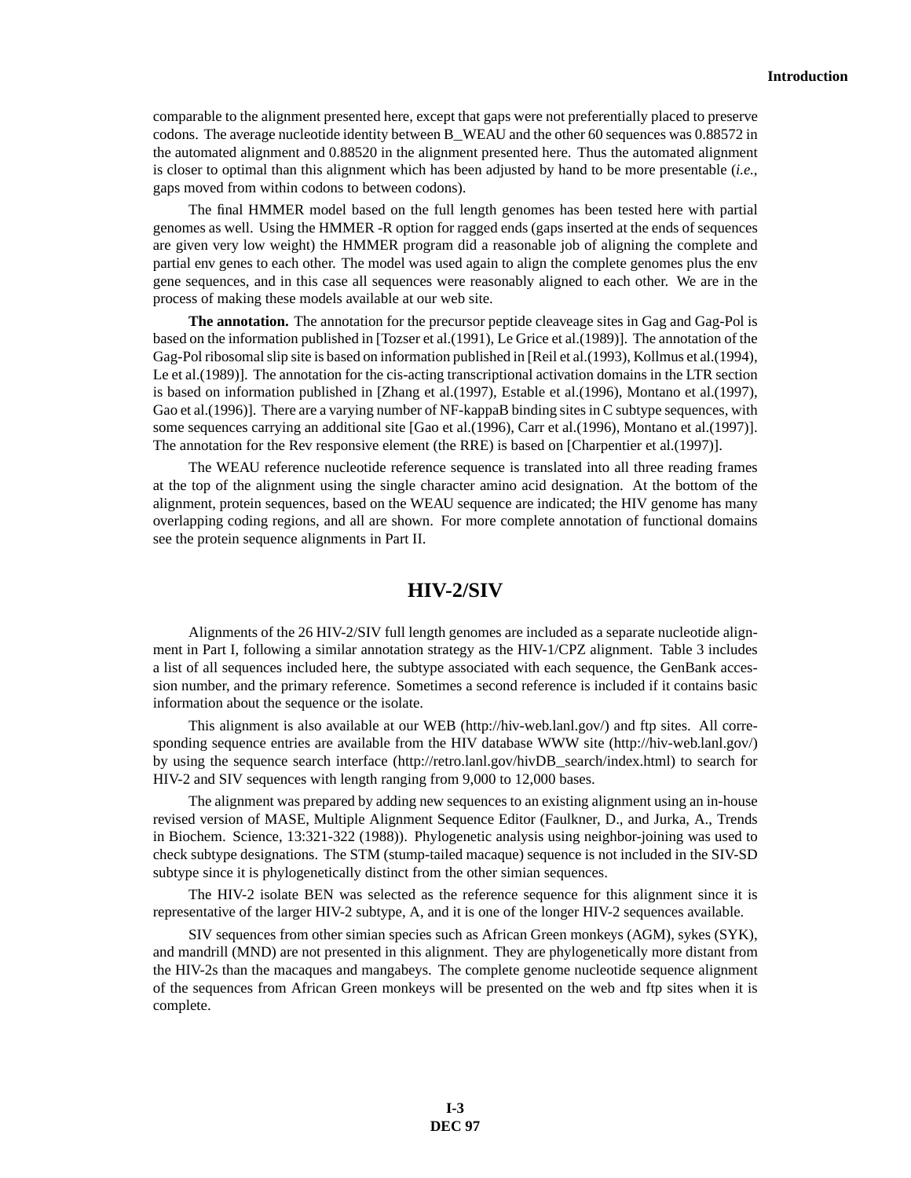comparable to the alignment presented here, except that gaps were not preferentially placed to preserve codons. The average nucleotide identity between B_WEAU and the other 60 sequences was 0.88572 in the automated alignment and 0.88520 in the alignment presented here. Thus the automated alignment is closer to optimal than this alignment which has been adjusted by hand to be more presentable (*i.e.*, gaps moved from within codons to between codons).

The final HMMER model based on the full length genomes has been tested here with partial genomes as well. Using the HMMER -R option for ragged ends (gaps inserted at the ends of sequences are given very low weight) the HMMER program did a reasonable job of aligning the complete and partial env genes to each other. The model was used again to align the complete genomes plus the env gene sequences, and in this case all sequences were reasonably aligned to each other. We are in the process of making these models available at our web site.

**The annotation.** The annotation for the precursor peptide cleaveage sites in Gag and Gag-Pol is based on the information published in [Tozser et al.(1991), Le Grice et al.(1989)]. The annotation of the Gag-Pol ribosomal slip site is based on information published in [Reil et al.(1993), Kollmus et al.(1994), Le et al.(1989)]. The annotation for the cis-acting transcriptional activation domains in the LTR section is based on information published in [Zhang et al.(1997), Estable et al.(1996), Montano et al.(1997), Gao et al.(1996)]. There are a varying number of NF-kappaB binding sites in C subtype sequences, with some sequences carrying an additional site [Gao et al.(1996), Carr et al.(1996), Montano et al.(1997)]. The annotation for the Rev responsive element (the RRE) is based on [Charpentier et al.(1997)].

The WEAU reference nucleotide reference sequence is translated into all three reading frames at the top of the alignment using the single character amino acid designation. At the bottom of the alignment, protein sequences, based on the WEAU sequence are indicated; the HIV genome has many overlapping coding regions, and all are shown. For more complete annotation of functional domains see the protein sequence alignments in Part II.

## HIV-2/SIV

Alignments of the 26 HIV-2/SIV full length genomes are included as a separate nucleotide alignment in Part I, following a similar annotation strategy as the HIV-1/CPZ alignment. Table 3 includes a list of all sequences included here, the subtype associated with each sequence, the GenBank accession number, and the primary reference. Sometimes a second reference is included if it contains basic information about the sequence or the isolate.

This alignment is also available at our WEB (http://hiv-web.lanl.gov/) and ftp sites. All corresponding sequence entries are available from the HIV database WWW site (http://hiv-web.lanl.gov/) by using the sequence search interface (http://retro.lanl.gov/hivDB_search/index.html) to search for HIV-2 and SIV sequences with length ranging from 9,000 to 12,000 bases.

The alignment was prepared by adding new sequences to an existing alignment using an in-house revised version of MASE, Multiple Alignment Sequence Editor (Faulkner, D., and Jurka, A., Trends in Biochem. Science, 13:321-322 (1988)). Phylogenetic analysis using neighbor-joining was used to check subtype designations. The STM (stump-tailed macaque) sequence is not included in the SIV-SD subtype since it is phylogenetically distinct from the other simian sequences.

The HIV-2 isolate BEN was selected as the reference sequence for this alignment since it is representative of the larger HIV-2 subtype, A, and it is one of the longer HIV-2 sequences available.

SIV sequences from other simian species such as African Green monkeys (AGM), sykes (SYK), and mandrill (MND) are not presented in this alignment. They are phylogenetically more distant from the HIV-2s than the macaques and mangabeys. The complete genome nucleotide sequence alignment of the sequences from African Green monkeys will be presented on the web and ftp sites when it is complete.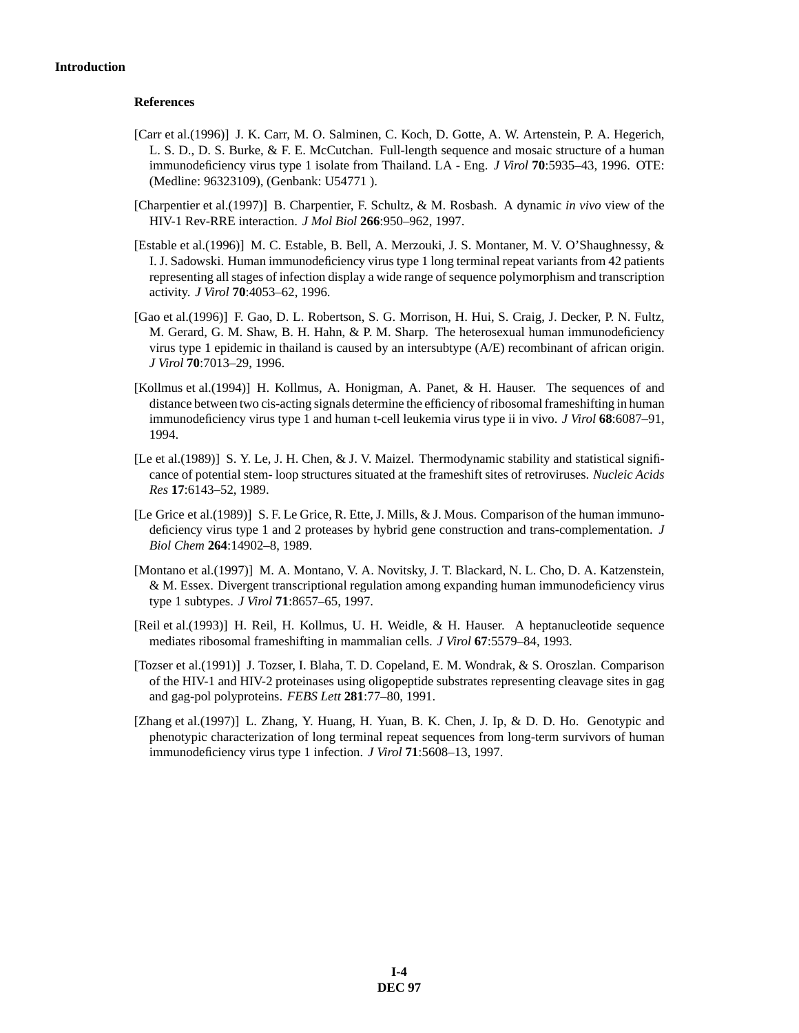## References

[Carr et al.(1996)] J. K. Carr, M. O. Salminen, C. Koch, D. Gotte, A. W. Artenstein, P. A. Hegerich, L. S. D., D. S. Burke, & F. E. McCutchan. Full-length sequence and mosaic structure of a human immunodeficiency virus type 1 isolate from Thailand. LA - Eng. *J Virol* **70**:5935–43, 1996. OTE: (Medline: 96323109), (Genbank: U54771 ).

[Charpentier et al.(1997)] B. Charpentier, F. Schultz, & M. Rosbash. A dynamic *in vivo* view of the HIV-1 Rev-RRE interaction. *J Mol Biol* **266**:950–962, 1997.

[Estable et al.(1996)] M. C. Estable, B. Bell, A. Merzouki, J. S. Montaner, M. V. O'Shaughnessy, & I. J. Sadowski. Human immunodeficiency virus type 1 long terminal repeat variants from 42 patients representing all stages of infection display a wide range of sequence polymorphism and transcription activity. *J Virol* **70**:4053–62, 1996.

[Gao et al.(1996)] F. Gao, D. L. Robertson, S. G. Morrison, H. Hui, S. Craig, J. Decker, P. N. Fultz, M. Gerard, G. M. Shaw, B. H. Hahn, & P. M. Sharp. The heterosexual human immunodeficiency virus type 1 epidemic in thailand is caused by an intersubtype (A/E) recombinant of african origin. *J Virol* **70**:7013–29, 1996.

[Kollmus et al.(1994)] H. Kollmus, A. Honigman, A. Panet, & H. Hauser. The sequences of and distance between two cis-acting signals determine the efficiency of ribosomal frameshifting in human immunodeficiency virus type 1 and human t-cell leukemia virus type ii in vivo. *J Virol* **68**:6087–91, 1994.

[Le et al.(1989)] S. Y. Le, J. H. Chen, & J. V. Maizel. Thermodynamic stability and statistical significance of potential stem- loop structures situated at the frameshift sites of retroviruses. *Nucleic Acids Res* **17**:6143–52, 1989.

[Le Grice et al.(1989)] S. F. Le Grice, R. Ette, J. Mills, & J. Mous. Comparison of the human immunodeficiency virus type 1 and 2 proteases by hybrid gene construction and trans-complementation. *J Biol Chem* **264**:14902–8, 1989.

[Montano et al.(1997)] M. A. Montano, V. A. Novitsky, J. T. Blackard, N. L. Cho, D. A. Katzenstein, & M. Essex. Divergent transcriptional regulation among expanding human immunodeficiency virus type 1 subtypes. *J Virol* **71**:8657–65, 1997.

[Reil et al.(1993)] H. Reil, H. Kollmus, U. H. Weidle, & H. Hauser. A heptanucleotide sequence mediates ribosomal frameshifting in mammalian cells. *J Virol* **67**:5579–84, 1993.

[Tozser et al.(1991)] J. Tozser, I. Blaha, T. D. Copeland, E. M. Wondrak, & S. Oroszlan. Comparison of the HIV-1 and HIV-2 proteinases using oligopeptide substrates representing cleavage sites in gag and gag-pol polyproteins. *FEBS Lett* **281**:77–80, 1991.

[Zhang et al.(1997)] L. Zhang, Y. Huang, H. Yuan, B. K. Chen, J. Ip, & D. D. Ho. Genotypic and phenotypic characterization of long terminal repeat sequences from long-term survivors of human immunodeficiency virus type 1 infection. *J Virol* **71**:5608–13, 1997.